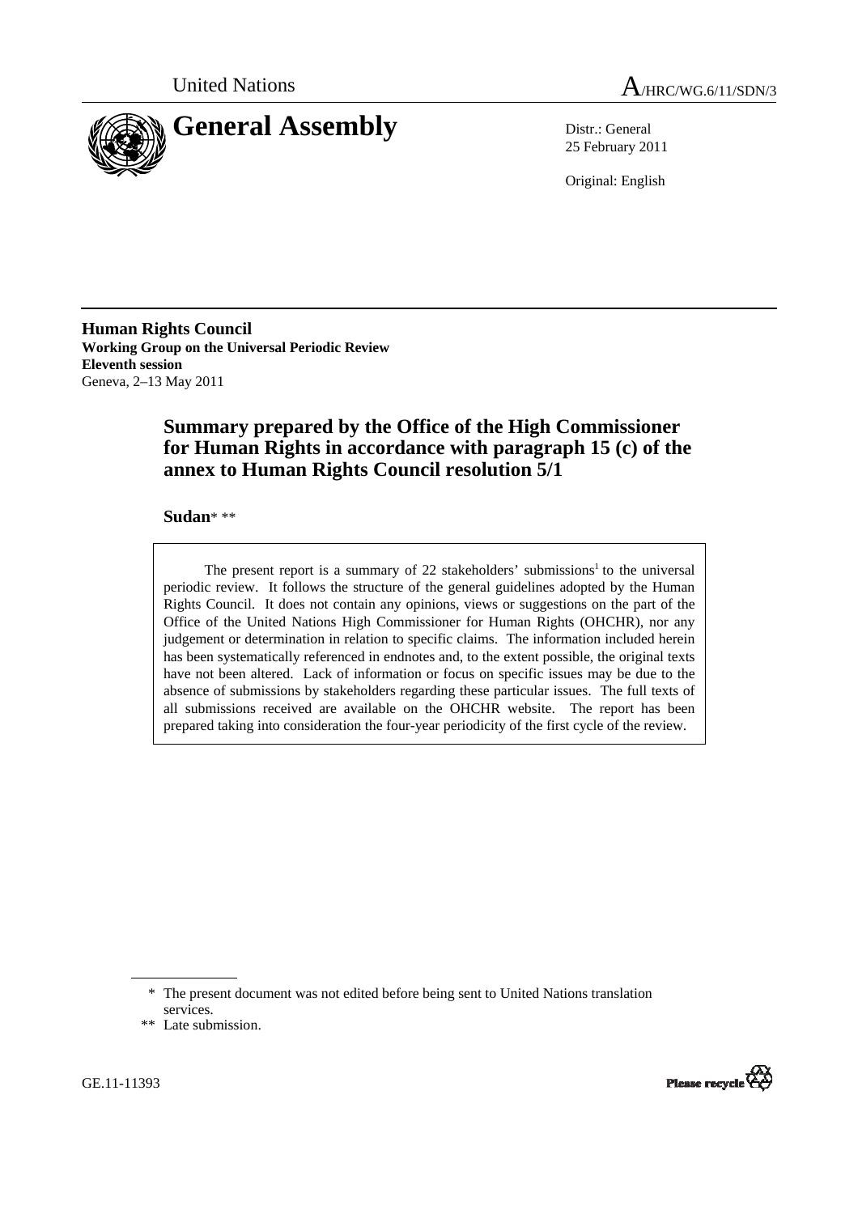United Nations

# A/HRC/WG.6/11/SDN/3

## General Assembly

Distr.: General
25 February 2011

Original: English

**Human Rights Council**
**Working Group on the Universal Periodic Review**
**Eleventh session**
Geneva, 2–13 May 2011

## Summary prepared by the Office of the High Commissioner for Human Rights in accordance with paragraph 15 (c) of the annex to Human Rights Council resolution 5/1

**Sudan**\* \*\*

The present report is a summary of 22 stakeholders' submissions[1] to the universal periodic review. It follows the structure of the general guidelines adopted by the Human Rights Council. It does not contain any opinions, views or suggestions on the part of the Office of the United Nations High Commissioner for Human Rights (OHCHR), nor any judgement or determination in relation to specific claims. The information included herein has been systematically referenced in endnotes and, to the extent possible, the original texts have not been altered. Lack of information or focus on specific issues may be due to the absence of submissions by stakeholders regarding these particular issues. The full texts of all submissions received are available on the OHCHR website. The report has been prepared taking into consideration the four-year periodicity of the first cycle of the review.

---

\* The present document was not edited before being sent to United Nations translation services.

\*\* Late submission.

GE.11-11393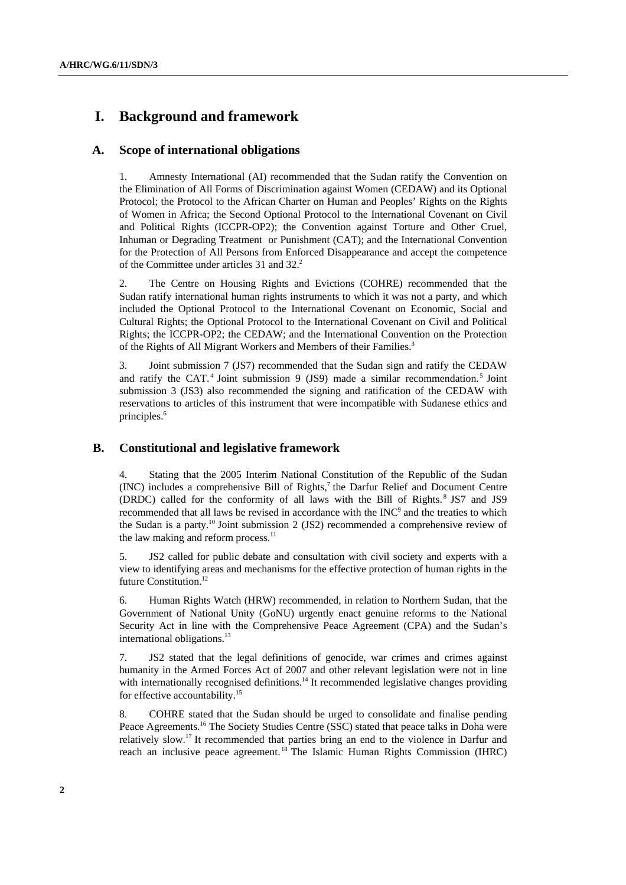# I. Background and framework

## A. Scope of international obligations

1. Amnesty International (AI) recommended that the Sudan ratify the Convention on the Elimination of All Forms of Discrimination against Women (CEDAW) and its Optional Protocol; the Protocol to the African Charter on Human and Peoples' Rights on the Rights of Women in Africa; the Second Optional Protocol to the International Covenant on Civil and Political Rights (ICCPR-OP2); the Convention against Torture and Other Cruel, Inhuman or Degrading Treatment or Punishment (CAT); and the International Convention for the Protection of All Persons from Enforced Disappearance and accept the competence of the Committee under articles 31 and 32.[2]

2. The Centre on Housing Rights and Evictions (COHRE) recommended that the Sudan ratify international human rights instruments to which it was not a party, and which included the Optional Protocol to the International Covenant on Economic, Social and Cultural Rights; the Optional Protocol to the International Covenant on Civil and Political Rights; the ICCPR-OP2; the CEDAW; and the International Convention on the Protection of the Rights of All Migrant Workers and Members of their Families.[3]

3. Joint submission 7 (JS7) recommended that the Sudan sign and ratify the CEDAW and ratify the CAT.[4] Joint submission 9 (JS9) made a similar recommendation.[5] Joint submission 3 (JS3) also recommended the signing and ratification of the CEDAW with reservations to articles of this instrument that were incompatible with Sudanese ethics and principles.[6]

## B. Constitutional and legislative framework

4. Stating that the 2005 Interim National Constitution of the Republic of the Sudan (INC) includes a comprehensive Bill of Rights,[7] the Darfur Relief and Document Centre (DRDC) called for the conformity of all laws with the Bill of Rights.[8] JS7 and JS9 recommended that all laws be revised in accordance with the INC[9] and the treaties to which the Sudan is a party.[10] Joint submission 2 (JS2) recommended a comprehensive review of the law making and reform process.[11]

5. JS2 called for public debate and consultation with civil society and experts with a view to identifying areas and mechanisms for the effective protection of human rights in the future Constitution.[12]

6. Human Rights Watch (HRW) recommended, in relation to Northern Sudan, that the Government of National Unity (GoNU) urgently enact genuine reforms to the National Security Act in line with the Comprehensive Peace Agreement (CPA) and the Sudan's international obligations.[13]

7. JS2 stated that the legal definitions of genocide, war crimes and crimes against humanity in the Armed Forces Act of 2007 and other relevant legislation were not in line with internationally recognised definitions.[14] It recommended legislative changes providing for effective accountability.[15]

8. COHRE stated that the Sudan should be urged to consolidate and finalise pending Peace Agreements.[16] The Society Studies Centre (SSC) stated that peace talks in Doha were relatively slow.[17] It recommended that parties bring an end to the violence in Darfur and reach an inclusive peace agreement.[18] The Islamic Human Rights Commission (IHRC)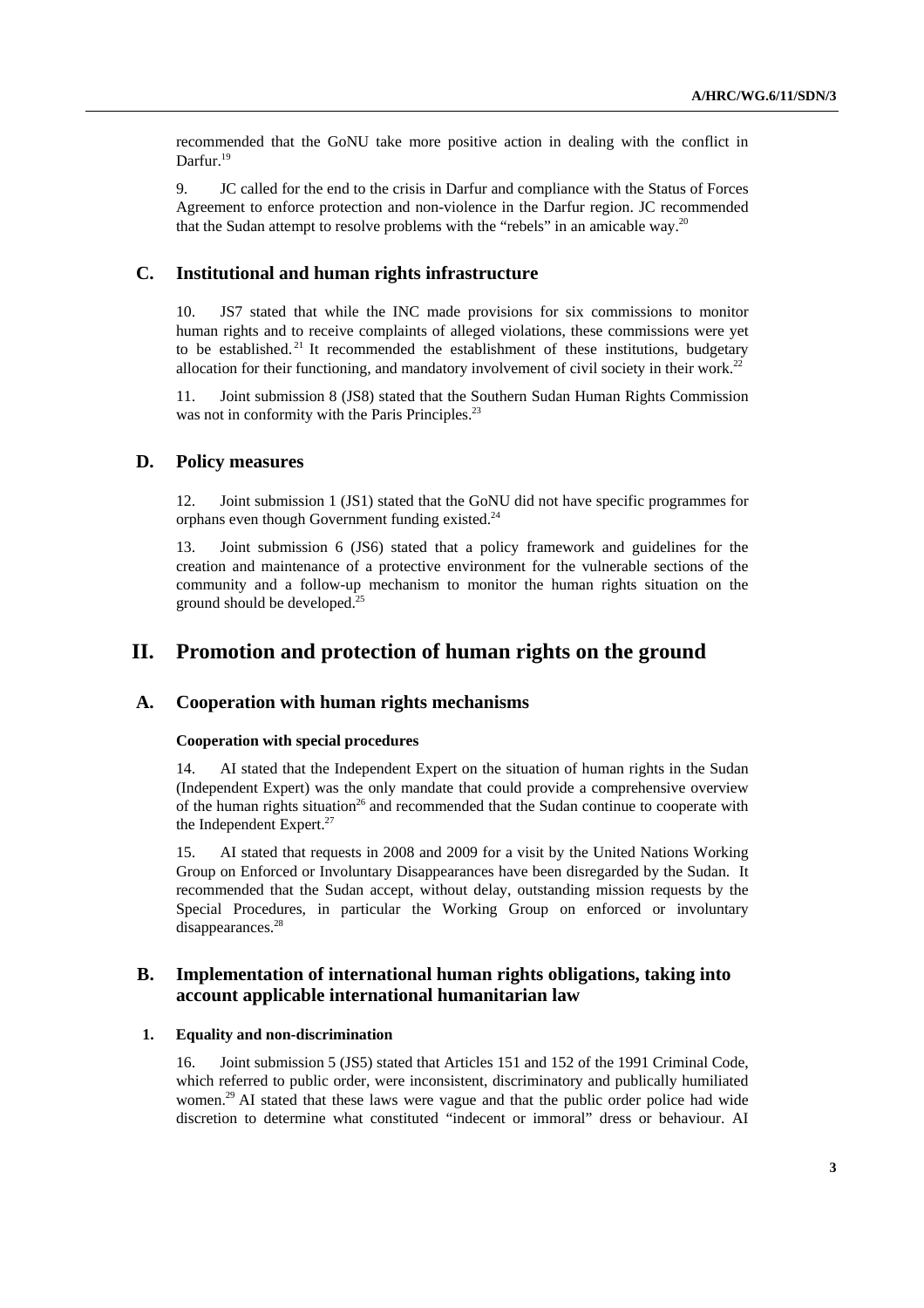recommended that the GoNU take more positive action in dealing with the conflict in Darfur.[19]

9. JC called for the end to the crisis in Darfur and compliance with the Status of Forces Agreement to enforce protection and non-violence in the Darfur region. JC recommended that the Sudan attempt to resolve problems with the "rebels" in an amicable way.[20]

## C. Institutional and human rights infrastructure

10. JS7 stated that while the INC made provisions for six commissions to monitor human rights and to receive complaints of alleged violations, these commissions were yet to be established.[21] It recommended the establishment of these institutions, budgetary allocation for their functioning, and mandatory involvement of civil society in their work.[22]

11. Joint submission 8 (JS8) stated that the Southern Sudan Human Rights Commission was not in conformity with the Paris Principles.[23]

## D. Policy measures

12. Joint submission 1 (JS1) stated that the GoNU did not have specific programmes for orphans even though Government funding existed.[24]

13. Joint submission 6 (JS6) stated that a policy framework and guidelines for the creation and maintenance of a protective environment for the vulnerable sections of the community and a follow-up mechanism to monitor the human rights situation on the ground should be developed.[25]

# II. Promotion and protection of human rights on the ground

## A. Cooperation with human rights mechanisms

### Cooperation with special procedures

14. AI stated that the Independent Expert on the situation of human rights in the Sudan (Independent Expert) was the only mandate that could provide a comprehensive overview of the human rights situation[26] and recommended that the Sudan continue to cooperate with the Independent Expert.[27]

15. AI stated that requests in 2008 and 2009 for a visit by the United Nations Working Group on Enforced or Involuntary Disappearances have been disregarded by the Sudan. It recommended that the Sudan accept, without delay, outstanding mission requests by the Special Procedures, in particular the Working Group on enforced or involuntary disappearances.[28]

## B. Implementation of international human rights obligations, taking into account applicable international humanitarian law

### 1. Equality and non-discrimination

16. Joint submission 5 (JS5) stated that Articles 151 and 152 of the 1991 Criminal Code, which referred to public order, were inconsistent, discriminatory and publically humiliated women.[29] AI stated that these laws were vague and that the public order police had wide discretion to determine what constituted "indecent or immoral" dress or behaviour. AI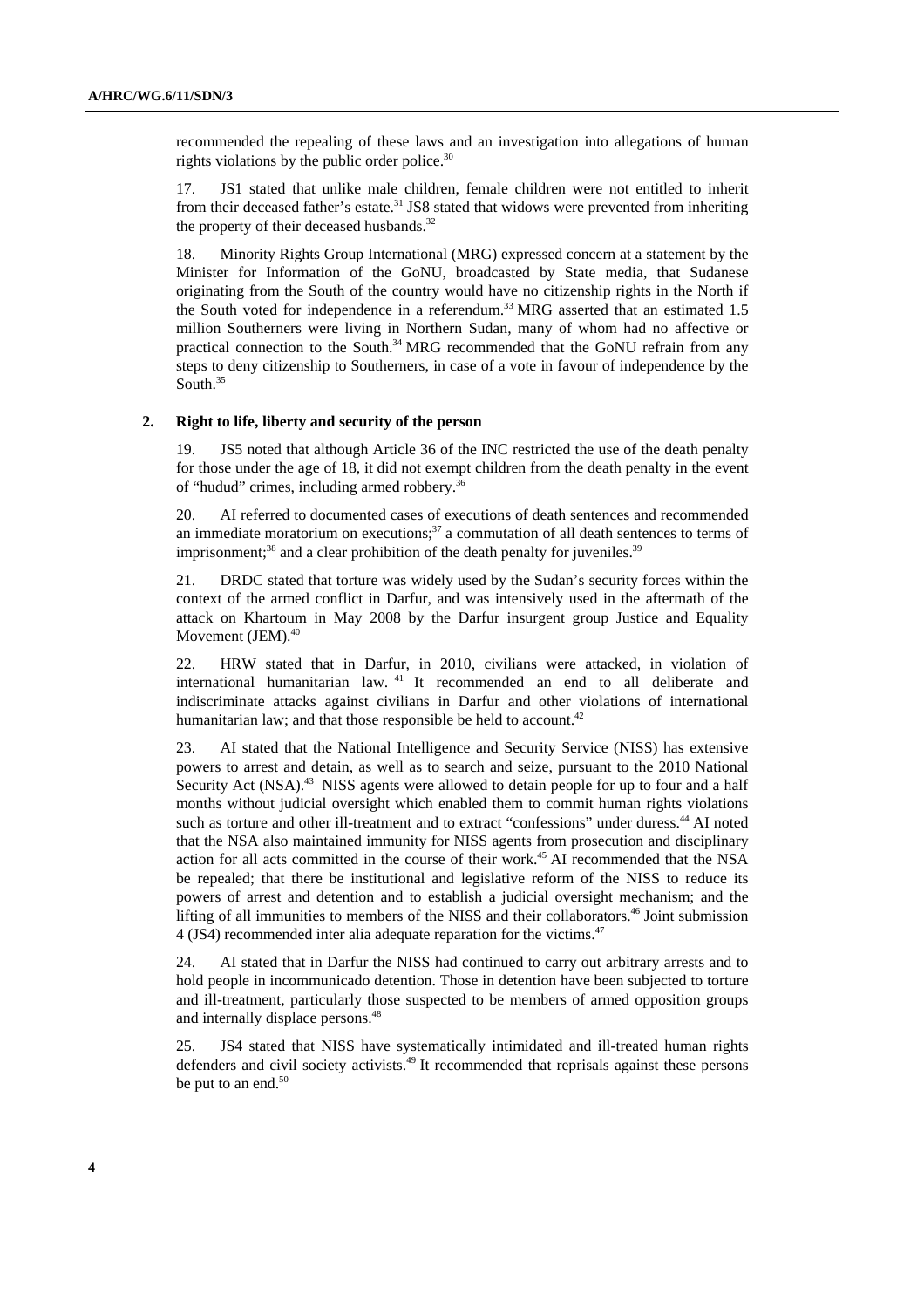recommended the repealing of these laws and an investigation into allegations of human rights violations by the public order police.[30]

17. JS1 stated that unlike male children, female children were not entitled to inherit from their deceased father's estate.[31] JS8 stated that widows were prevented from inheriting the property of their deceased husbands.[32]

18. Minority Rights Group International (MRG) expressed concern at a statement by the Minister for Information of the GoNU, broadcasted by State media, that Sudanese originating from the South of the country would have no citizenship rights in the North if the South voted for independence in a referendum.[33] MRG asserted that an estimated 1.5 million Southerners were living in Northern Sudan, many of whom had no affective or practical connection to the South.[34] MRG recommended that the GoNU refrain from any steps to deny citizenship to Southerners, in case of a vote in favour of independence by the South.[35]

### 2. Right to life, liberty and security of the person

19. JS5 noted that although Article 36 of the INC restricted the use of the death penalty for those under the age of 18, it did not exempt children from the death penalty in the event of "hudud" crimes, including armed robbery.[36]

20. AI referred to documented cases of executions of death sentences and recommended an immediate moratorium on executions;[37] a commutation of all death sentences to terms of imprisonment;[38] and a clear prohibition of the death penalty for juveniles.[39]

21. DRDC stated that torture was widely used by the Sudan's security forces within the context of the armed conflict in Darfur, and was intensively used in the aftermath of the attack on Khartoum in May 2008 by the Darfur insurgent group Justice and Equality Movement (JEM).[40]

22. HRW stated that in Darfur, in 2010, civilians were attacked, in violation of international humanitarian law.[41] It recommended an end to all deliberate and indiscriminate attacks against civilians in Darfur and other violations of international humanitarian law; and that those responsible be held to account.[42]

23. AI stated that the National Intelligence and Security Service (NISS) has extensive powers to arrest and detain, as well as to search and seize, pursuant to the 2010 National Security Act (NSA).[43] NISS agents were allowed to detain people for up to four and a half months without judicial oversight which enabled them to commit human rights violations such as torture and other ill-treatment and to extract "confessions" under duress.[44] AI noted that the NSA also maintained immunity for NISS agents from prosecution and disciplinary action for all acts committed in the course of their work.[45] AI recommended that the NSA be repealed; that there be institutional and legislative reform of the NISS to reduce its powers of arrest and detention and to establish a judicial oversight mechanism; and the lifting of all immunities to members of the NISS and their collaborators.[46] Joint submission 4 (JS4) recommended inter alia adequate reparation for the victims.[47]

24. AI stated that in Darfur the NISS had continued to carry out arbitrary arrests and to hold people in incommunicado detention. Those in detention have been subjected to torture and ill-treatment, particularly those suspected to be members of armed opposition groups and internally displace persons.[48]

25. JS4 stated that NISS have systematically intimidated and ill-treated human rights defenders and civil society activists.[49] It recommended that reprisals against these persons be put to an end.[50]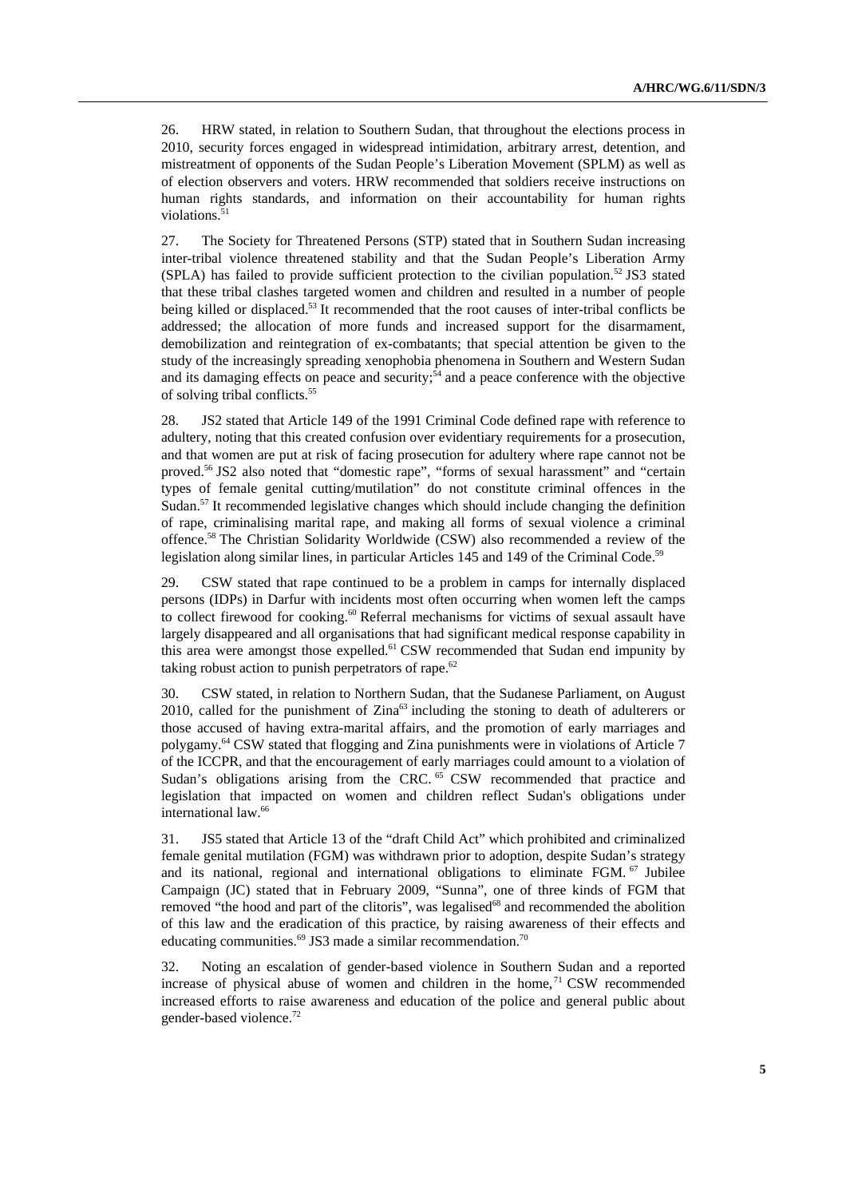26. HRW stated, in relation to Southern Sudan, that throughout the elections process in 2010, security forces engaged in widespread intimidation, arbitrary arrest, detention, and mistreatment of opponents of the Sudan People's Liberation Movement (SPLM) as well as of election observers and voters. HRW recommended that soldiers receive instructions on human rights standards, and information on their accountability for human rights violations.[51]

27. The Society for Threatened Persons (STP) stated that in Southern Sudan increasing inter-tribal violence threatened stability and that the Sudan People's Liberation Army (SPLA) has failed to provide sufficient protection to the civilian population.[52] JS3 stated that these tribal clashes targeted women and children and resulted in a number of people being killed or displaced.[53] It recommended that the root causes of inter-tribal conflicts be addressed; the allocation of more funds and increased support for the disarmament, demobilization and reintegration of ex-combatants; that special attention be given to the study of the increasingly spreading xenophobia phenomena in Southern and Western Sudan and its damaging effects on peace and security;[54] and a peace conference with the objective of solving tribal conflicts.[55]

28. JS2 stated that Article 149 of the 1991 Criminal Code defined rape with reference to adultery, noting that this created confusion over evidentiary requirements for a prosecution, and that women are put at risk of facing prosecution for adultery where rape cannot not be proved.[56] JS2 also noted that "domestic rape", "forms of sexual harassment" and "certain types of female genital cutting/mutilation" do not constitute criminal offences in the Sudan.[57] It recommended legislative changes which should include changing the definition of rape, criminalising marital rape, and making all forms of sexual violence a criminal offence.[58] The Christian Solidarity Worldwide (CSW) also recommended a review of the legislation along similar lines, in particular Articles 145 and 149 of the Criminal Code.[59]

29. CSW stated that rape continued to be a problem in camps for internally displaced persons (IDPs) in Darfur with incidents most often occurring when women left the camps to collect firewood for cooking.[60] Referral mechanisms for victims of sexual assault have largely disappeared and all organisations that had significant medical response capability in this area were amongst those expelled.[61] CSW recommended that Sudan end impunity by taking robust action to punish perpetrators of rape.[62]

30. CSW stated, in relation to Northern Sudan, that the Sudanese Parliament, on August 2010, called for the punishment of Zina[63] including the stoning to death of adulterers or those accused of having extra-marital affairs, and the promotion of early marriages and polygamy.[64] CSW stated that flogging and Zina punishments were in violations of Article 7 of the ICCPR, and that the encouragement of early marriages could amount to a violation of Sudan's obligations arising from the CRC.[65] CSW recommended that practice and legislation that impacted on women and children reflect Sudan's obligations under international law.[66]

31. JS5 stated that Article 13 of the "draft Child Act" which prohibited and criminalized female genital mutilation (FGM) was withdrawn prior to adoption, despite Sudan's strategy and its national, regional and international obligations to eliminate FGM.[67] Jubilee Campaign (JC) stated that in February 2009, "Sunna", one of three kinds of FGM that removed "the hood and part of the clitoris", was legalised[68] and recommended the abolition of this law and the eradication of this practice, by raising awareness of their effects and educating communities.[69] JS3 made a similar recommendation.[70]

32. Noting an escalation of gender-based violence in Southern Sudan and a reported increase of physical abuse of women and children in the home,[71] CSW recommended increased efforts to raise awareness and education of the police and general public about gender-based violence.[72]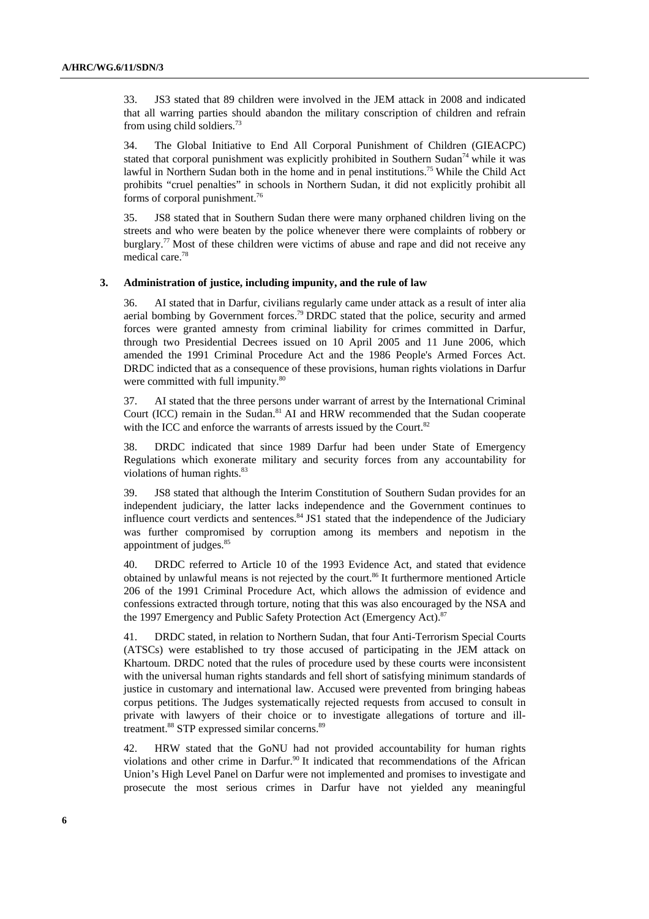33. JS3 stated that 89 children were involved in the JEM attack in 2008 and indicated that all warring parties should abandon the military conscription of children and refrain from using child soldiers.[73]

34. The Global Initiative to End All Corporal Punishment of Children (GIEACPC) stated that corporal punishment was explicitly prohibited in Southern Sudan[74] while it was lawful in Northern Sudan both in the home and in penal institutions.[75] While the Child Act prohibits "cruel penalties" in schools in Northern Sudan, it did not explicitly prohibit all forms of corporal punishment.[76]

35. JS8 stated that in Southern Sudan there were many orphaned children living on the streets and who were beaten by the police whenever there were complaints of robbery or burglary.[77] Most of these children were victims of abuse and rape and did not receive any medical care.[78]

### 3. Administration of justice, including impunity, and the rule of law

36. AI stated that in Darfur, civilians regularly came under attack as a result of inter alia aerial bombing by Government forces.[79] DRDC stated that the police, security and armed forces were granted amnesty from criminal liability for crimes committed in Darfur, through two Presidential Decrees issued on 10 April 2005 and 11 June 2006, which amended the 1991 Criminal Procedure Act and the 1986 People's Armed Forces Act. DRDC indicted that as a consequence of these provisions, human rights violations in Darfur were committed with full impunity.[80]

37. AI stated that the three persons under warrant of arrest by the International Criminal Court (ICC) remain in the Sudan.[81] AI and HRW recommended that the Sudan cooperate with the ICC and enforce the warrants of arrests issued by the Court.[82]

38. DRDC indicated that since 1989 Darfur had been under State of Emergency Regulations which exonerate military and security forces from any accountability for violations of human rights.[83]

39. JS8 stated that although the Interim Constitution of Southern Sudan provides for an independent judiciary, the latter lacks independence and the Government continues to influence court verdicts and sentences.[84] JS1 stated that the independence of the Judiciary was further compromised by corruption among its members and nepotism in the appointment of judges.[85]

40. DRDC referred to Article 10 of the 1993 Evidence Act, and stated that evidence obtained by unlawful means is not rejected by the court.[86] It furthermore mentioned Article 206 of the 1991 Criminal Procedure Act, which allows the admission of evidence and confessions extracted through torture, noting that this was also encouraged by the NSA and the 1997 Emergency and Public Safety Protection Act (Emergency Act).[87]

41. DRDC stated, in relation to Northern Sudan, that four Anti-Terrorism Special Courts (ATSCs) were established to try those accused of participating in the JEM attack on Khartoum. DRDC noted that the rules of procedure used by these courts were inconsistent with the universal human rights standards and fell short of satisfying minimum standards of justice in customary and international law. Accused were prevented from bringing habeas corpus petitions. The Judges systematically rejected requests from accused to consult in private with lawyers of their choice or to investigate allegations of torture and ill-treatment.[88] STP expressed similar concerns.[89]

42. HRW stated that the GoNU had not provided accountability for human rights violations and other crime in Darfur.[90] It indicated that recommendations of the African Union's High Level Panel on Darfur were not implemented and promises to investigate and prosecute the most serious crimes in Darfur have not yielded any meaningful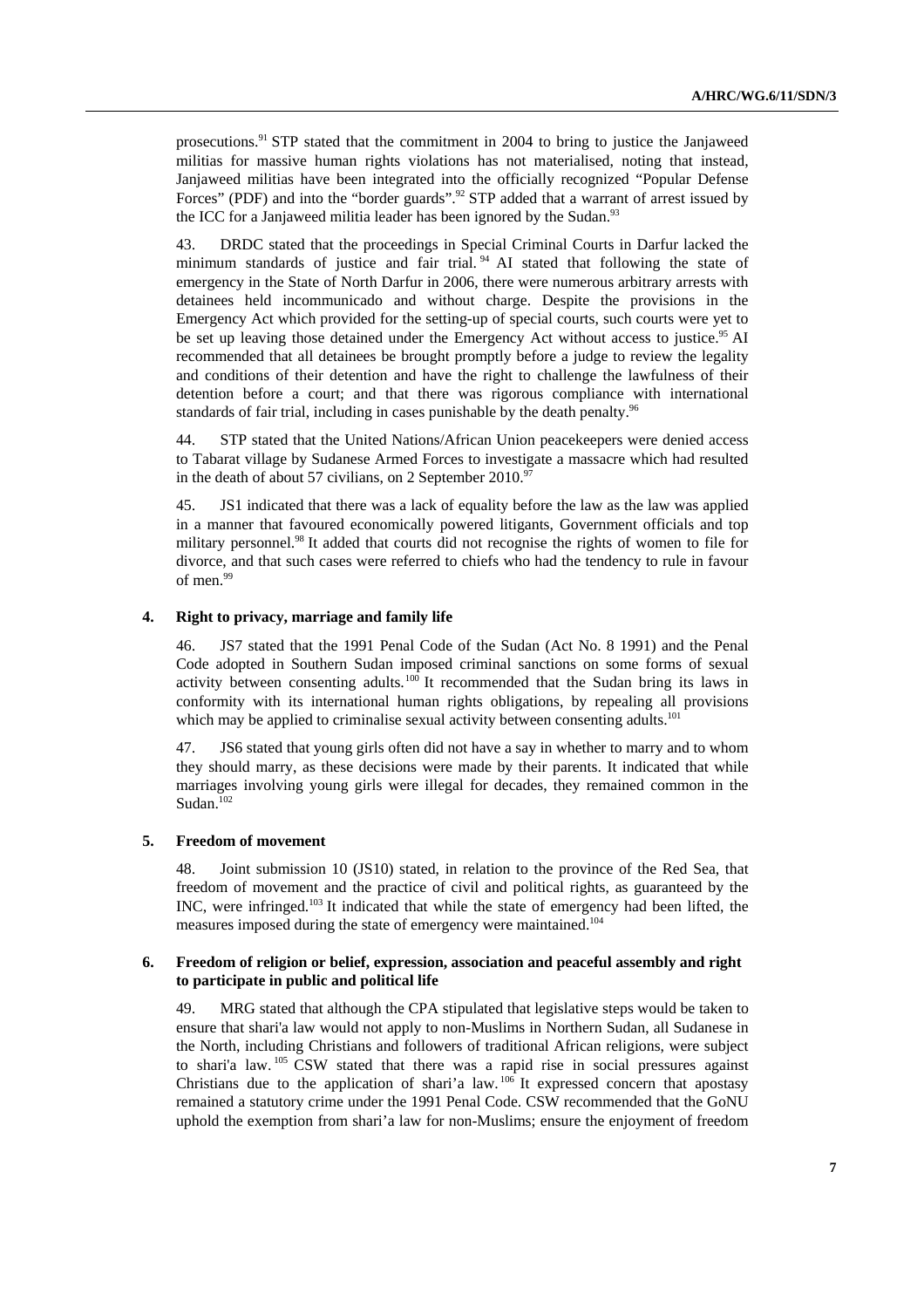prosecutions.[91] STP stated that the commitment in 2004 to bring to justice the Janjaweed militias for massive human rights violations has not materialised, noting that instead, Janjaweed militias have been integrated into the officially recognized "Popular Defense Forces" (PDF) and into the "border guards".[92] STP added that a warrant of arrest issued by the ICC for a Janjaweed militia leader has been ignored by the Sudan.[93]

43. DRDC stated that the proceedings in Special Criminal Courts in Darfur lacked the minimum standards of justice and fair trial.[94] AI stated that following the state of emergency in the State of North Darfur in 2006, there were numerous arbitrary arrests with detainees held incommunicado and without charge. Despite the provisions in the Emergency Act which provided for the setting-up of special courts, such courts were yet to be set up leaving those detained under the Emergency Act without access to justice.[95] AI recommended that all detainees be brought promptly before a judge to review the legality and conditions of their detention and have the right to challenge the lawfulness of their detention before a court; and that there was rigorous compliance with international standards of fair trial, including in cases punishable by the death penalty.[96]

44. STP stated that the United Nations/African Union peacekeepers were denied access to Tabarat village by Sudanese Armed Forces to investigate a massacre which had resulted in the death of about 57 civilians, on 2 September 2010.[97]

45. JS1 indicated that there was a lack of equality before the law as the law was applied in a manner that favoured economically powered litigants, Government officials and top military personnel.[98] It added that courts did not recognise the rights of women to file for divorce, and that such cases were referred to chiefs who had the tendency to rule in favour of men.[99]

### 4. Right to privacy, marriage and family life

46. JS7 stated that the 1991 Penal Code of the Sudan (Act No. 8 1991) and the Penal Code adopted in Southern Sudan imposed criminal sanctions on some forms of sexual activity between consenting adults.[100] It recommended that the Sudan bring its laws in conformity with its international human rights obligations, by repealing all provisions which may be applied to criminalise sexual activity between consenting adults.[101]

47. JS6 stated that young girls often did not have a say in whether to marry and to whom they should marry, as these decisions were made by their parents. It indicated that while marriages involving young girls were illegal for decades, they remained common in the Sudan.[102]

### 5. Freedom of movement

48. Joint submission 10 (JS10) stated, in relation to the province of the Red Sea, that freedom of movement and the practice of civil and political rights, as guaranteed by the INC, were infringed.[103] It indicated that while the state of emergency had been lifted, the measures imposed during the state of emergency were maintained.[104]

### 6. Freedom of religion or belief, expression, association and peaceful assembly and right to participate in public and political life

49. MRG stated that although the CPA stipulated that legislative steps would be taken to ensure that shari'a law would not apply to non-Muslims in Northern Sudan, all Sudanese in the North, including Christians and followers of traditional African religions, were subject to shari'a law.[105] CSW stated that there was a rapid rise in social pressures against Christians due to the application of shari'a law.[106] It expressed concern that apostasy remained a statutory crime under the 1991 Penal Code. CSW recommended that the GoNU uphold the exemption from shari'a law for non-Muslims; ensure the enjoyment of freedom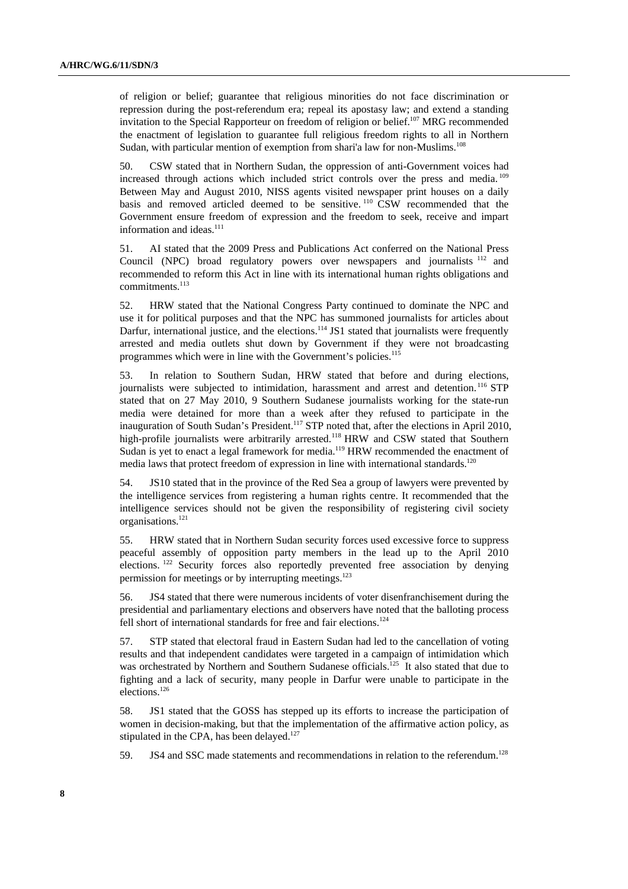of religion or belief; guarantee that religious minorities do not face discrimination or repression during the post-referendum era; repeal its apostasy law; and extend a standing invitation to the Special Rapporteur on freedom of religion or belief.[107] MRG recommended the enactment of legislation to guarantee full religious freedom rights to all in Northern Sudan, with particular mention of exemption from shari'a law for non-Muslims.[108]

50. CSW stated that in Northern Sudan, the oppression of anti-Government voices had increased through actions which included strict controls over the press and media.[109] Between May and August 2010, NISS agents visited newspaper print houses on a daily basis and removed articled deemed to be sensitive.[110] CSW recommended that the Government ensure freedom of expression and the freedom to seek, receive and impart information and ideas.[111]

51. AI stated that the 2009 Press and Publications Act conferred on the National Press Council (NPC) broad regulatory powers over newspapers and journalists[112] and recommended to reform this Act in line with its international human rights obligations and commitments.[113]

52. HRW stated that the National Congress Party continued to dominate the NPC and use it for political purposes and that the NPC has summoned journalists for articles about Darfur, international justice, and the elections.[114] JS1 stated that journalists were frequently arrested and media outlets shut down by Government if they were not broadcasting programmes which were in line with the Government's policies.[115]

53. In relation to Southern Sudan, HRW stated that before and during elections, journalists were subjected to intimidation, harassment and arrest and detention.[116] STP stated that on 27 May 2010, 9 Southern Sudanese journalists working for the state-run media were detained for more than a week after they refused to participate in the inauguration of South Sudan's President.[117] STP noted that, after the elections in April 2010, high-profile journalists were arbitrarily arrested.[118] HRW and CSW stated that Southern Sudan is yet to enact a legal framework for media.[119] HRW recommended the enactment of media laws that protect freedom of expression in line with international standards.[120]

54. JS10 stated that in the province of the Red Sea a group of lawyers were prevented by the intelligence services from registering a human rights centre. It recommended that the intelligence services should not be given the responsibility of registering civil society organisations.[121]

55. HRW stated that in Northern Sudan security forces used excessive force to suppress peaceful assembly of opposition party members in the lead up to the April 2010 elections.[122] Security forces also reportedly prevented free association by denying permission for meetings or by interrupting meetings.[123]

56. JS4 stated that there were numerous incidents of voter disenfranchisement during the presidential and parliamentary elections and observers have noted that the balloting process fell short of international standards for free and fair elections.[124]

57. STP stated that electoral fraud in Eastern Sudan had led to the cancellation of voting results and that independent candidates were targeted in a campaign of intimidation which was orchestrated by Northern and Southern Sudanese officials.[125] It also stated that due to fighting and a lack of security, many people in Darfur were unable to participate in the elections.[126]

58. JS1 stated that the GOSS has stepped up its efforts to increase the participation of women in decision-making, but that the implementation of the affirmative action policy, as stipulated in the CPA, has been delayed.[127]

59. JS4 and SSC made statements and recommendations in relation to the referendum.[128]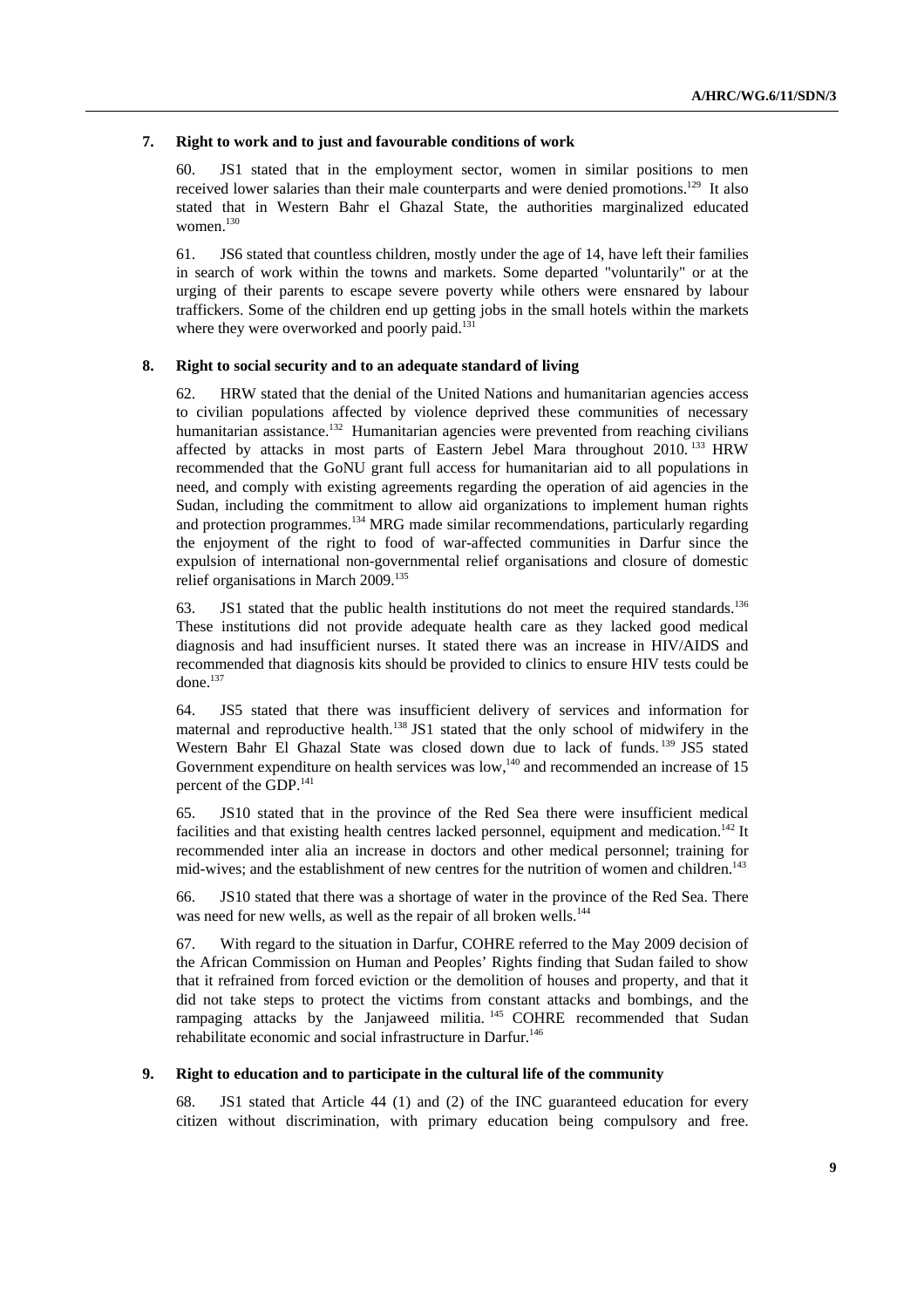### 7. Right to work and to just and favourable conditions of work

60. JS1 stated that in the employment sector, women in similar positions to men received lower salaries than their male counterparts and were denied promotions.[129] It also stated that in Western Bahr el Ghazal State, the authorities marginalized educated women.[130]

61. JS6 stated that countless children, mostly under the age of 14, have left their families in search of work within the towns and markets. Some departed "voluntarily" or at the urging of their parents to escape severe poverty while others were ensnared by labour traffickers. Some of the children end up getting jobs in the small hotels within the markets where they were overworked and poorly paid.[131]

### 8. Right to social security and to an adequate standard of living

62. HRW stated that the denial of the United Nations and humanitarian agencies access to civilian populations affected by violence deprived these communities of necessary humanitarian assistance.[132] Humanitarian agencies were prevented from reaching civilians affected by attacks in most parts of Eastern Jebel Mara throughout 2010.[133] HRW recommended that the GoNU grant full access for humanitarian aid to all populations in need, and comply with existing agreements regarding the operation of aid agencies in the Sudan, including the commitment to allow aid organizations to implement human rights and protection programmes.[134] MRG made similar recommendations, particularly regarding the enjoyment of the right to food of war-affected communities in Darfur since the expulsion of international non-governmental relief organisations and closure of domestic relief organisations in March 2009.[135]

63. JS1 stated that the public health institutions do not meet the required standards.[136] These institutions did not provide adequate health care as they lacked good medical diagnosis and had insufficient nurses. It stated there was an increase in HIV/AIDS and recommended that diagnosis kits should be provided to clinics to ensure HIV tests could be done.[137]

64. JS5 stated that there was insufficient delivery of services and information for maternal and reproductive health.[138] JS1 stated that the only school of midwifery in the Western Bahr El Ghazal State was closed down due to lack of funds.[139] JS5 stated Government expenditure on health services was low,[140] and recommended an increase of 15 percent of the GDP.[141]

65. JS10 stated that in the province of the Red Sea there were insufficient medical facilities and that existing health centres lacked personnel, equipment and medication.[142] It recommended inter alia an increase in doctors and other medical personnel; training for mid-wives; and the establishment of new centres for the nutrition of women and children.[143]

66. JS10 stated that there was a shortage of water in the province of the Red Sea. There was need for new wells, as well as the repair of all broken wells.[144]

67. With regard to the situation in Darfur, COHRE referred to the May 2009 decision of the African Commission on Human and Peoples' Rights finding that Sudan failed to show that it refrained from forced eviction or the demolition of houses and property, and that it did not take steps to protect the victims from constant attacks and bombings, and the rampaging attacks by the Janjaweed militia.[145] COHRE recommended that Sudan rehabilitate economic and social infrastructure in Darfur.[146]

### 9. Right to education and to participate in the cultural life of the community

68. JS1 stated that Article 44 (1) and (2) of the INC guaranteed education for every citizen without discrimination, with primary education being compulsory and free.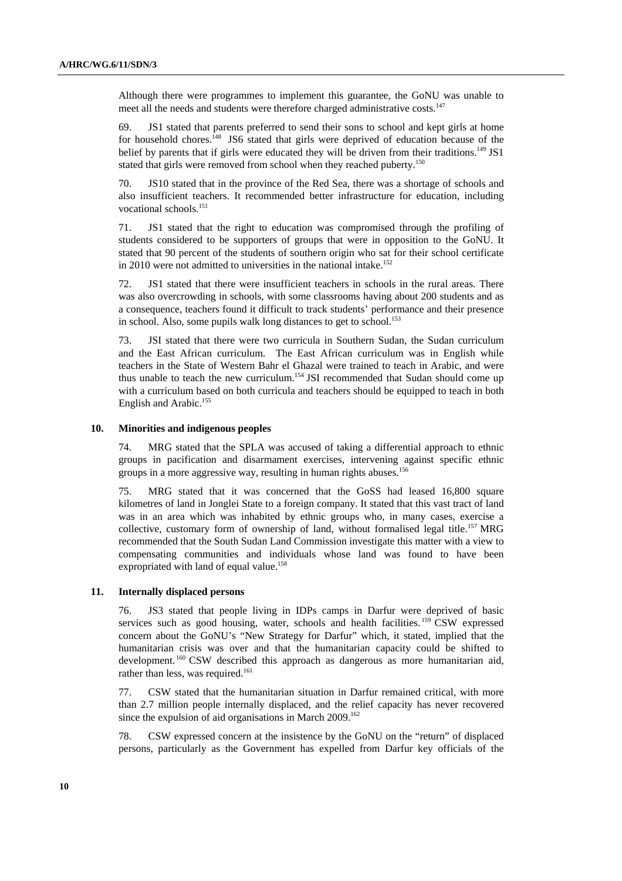Although there were programmes to implement this guarantee, the GoNU was unable to meet all the needs and students were therefore charged administrative costs.[147]

69. JS1 stated that parents preferred to send their sons to school and kept girls at home for household chores.[148] JS6 stated that girls were deprived of education because of the belief by parents that if girls were educated they will be driven from their traditions.[149] JS1 stated that girls were removed from school when they reached puberty.[150]

70. JS10 stated that in the province of the Red Sea, there was a shortage of schools and also insufficient teachers. It recommended better infrastructure for education, including vocational schools.[151]

71. JS1 stated that the right to education was compromised through the profiling of students considered to be supporters of groups that were in opposition to the GoNU. It stated that 90 percent of the students of southern origin who sat for their school certificate in 2010 were not admitted to universities in the national intake.[152]

72. JS1 stated that there were insufficient teachers in schools in the rural areas. There was also overcrowding in schools, with some classrooms having about 200 students and as a consequence, teachers found it difficult to track students' performance and their presence in school. Also, some pupils walk long distances to get to school.[153]

73. JSI stated that there were two curricula in Southern Sudan, the Sudan curriculum and the East African curriculum. The East African curriculum was in English while teachers in the State of Western Bahr el Ghazal were trained to teach in Arabic, and were thus unable to teach the new curriculum.[154] JSI recommended that Sudan should come up with a curriculum based on both curricula and teachers should be equipped to teach in both English and Arabic.[155]

### 10. Minorities and indigenous peoples

74. MRG stated that the SPLA was accused of taking a differential approach to ethnic groups in pacification and disarmament exercises, intervening against specific ethnic groups in a more aggressive way, resulting in human rights abuses.[156]

75. MRG stated that it was concerned that the GoSS had leased 16,800 square kilometres of land in Jonglei State to a foreign company. It stated that this vast tract of land was in an area which was inhabited by ethnic groups who, in many cases, exercise a collective, customary form of ownership of land, without formalised legal title.[157] MRG recommended that the South Sudan Land Commission investigate this matter with a view to compensating communities and individuals whose land was found to have been expropriated with land of equal value.[158]

### 11. Internally displaced persons

76. JS3 stated that people living in IDPs camps in Darfur were deprived of basic services such as good housing, water, schools and health facilities.[159] CSW expressed concern about the GoNU's "New Strategy for Darfur" which, it stated, implied that the humanitarian crisis was over and that the humanitarian capacity could be shifted to development.[160] CSW described this approach as dangerous as more humanitarian aid, rather than less, was required.[161]

77. CSW stated that the humanitarian situation in Darfur remained critical, with more than 2.7 million people internally displaced, and the relief capacity has never recovered since the expulsion of aid organisations in March 2009.[162]

78. CSW expressed concern at the insistence by the GoNU on the "return" of displaced persons, particularly as the Government has expelled from Darfur key officials of the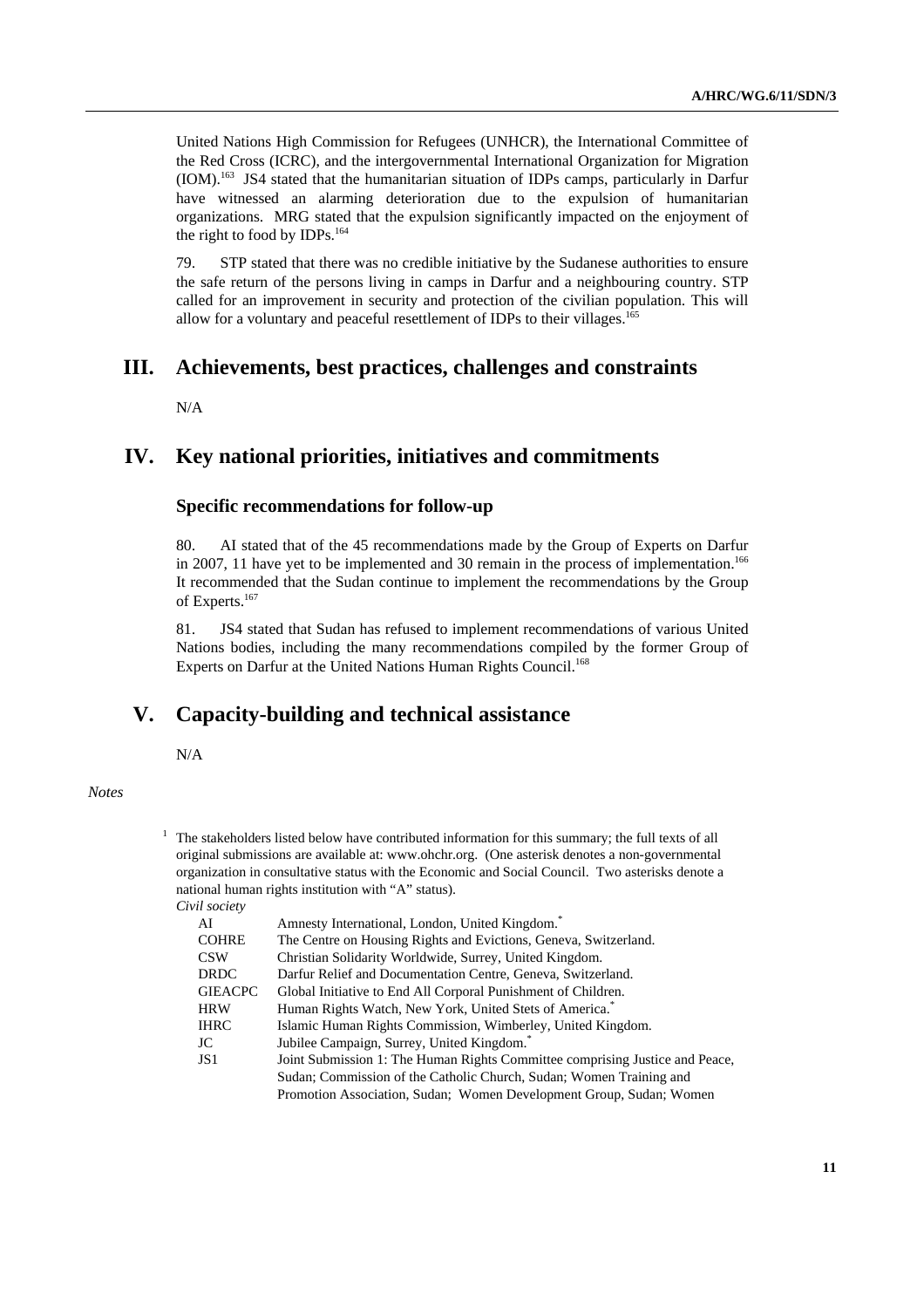United Nations High Commission for Refugees (UNHCR), the International Committee of the Red Cross (ICRC), and the intergovernmental International Organization for Migration (IOM).[163] JS4 stated that the humanitarian situation of IDPs camps, particularly in Darfur have witnessed an alarming deterioration due to the expulsion of humanitarian organizations. MRG stated that the expulsion significantly impacted on the enjoyment of the right to food by IDPs.[164]

79. STP stated that there was no credible initiative by the Sudanese authorities to ensure the safe return of the persons living in camps in Darfur and a neighbouring country. STP called for an improvement in security and protection of the civilian population. This will allow for a voluntary and peaceful resettlement of IDPs to their villages.[165]

# III. Achievements, best practices, challenges and constraints

N/A

# IV. Key national priorities, initiatives and commitments

## Specific recommendations for follow-up

80. AI stated that of the 45 recommendations made by the Group of Experts on Darfur in 2007, 11 have yet to be implemented and 30 remain in the process of implementation.[166] It recommended that the Sudan continue to implement the recommendations by the Group of Experts.[167]

81. JS4 stated that Sudan has refused to implement recommendations of various United Nations bodies, including the many recommendations compiled by the former Group of Experts on Darfur at the United Nations Human Rights Council.[168]

# V. Capacity-building and technical assistance

N/A

*Notes*

[1] The stakeholders listed below have contributed information for this summary; the full texts of all original submissions are available at: www.ohchr.org. (One asterisk denotes a non-governmental organization in consultative status with the Economic and Social Council. Two asterisks denote a national human rights institution with "A" status).

*Civil society*

| | |
|---|---|
| AI | Amnesty International, London, United Kingdom.* |
| COHRE | The Centre on Housing Rights and Evictions, Geneva, Switzerland. |
| CSW | Christian Solidarity Worldwide, Surrey, United Kingdom. |
| DRDC | Darfur Relief and Documentation Centre, Geneva, Switzerland. |
| GIEACPC | Global Initiative to End All Corporal Punishment of Children. |
| HRW | Human Rights Watch, New York, United Stets of America.* |
| IHRC | Islamic Human Rights Commission, Wimberley, United Kingdom. |
| JC | Jubilee Campaign, Surrey, United Kingdom.* |
| JS1 | Joint Submission 1: The Human Rights Committee comprising Justice and Peace, Sudan; Commission of the Catholic Church, Sudan; Women Training and Promotion Association, Sudan; Women Development Group, Sudan; Women |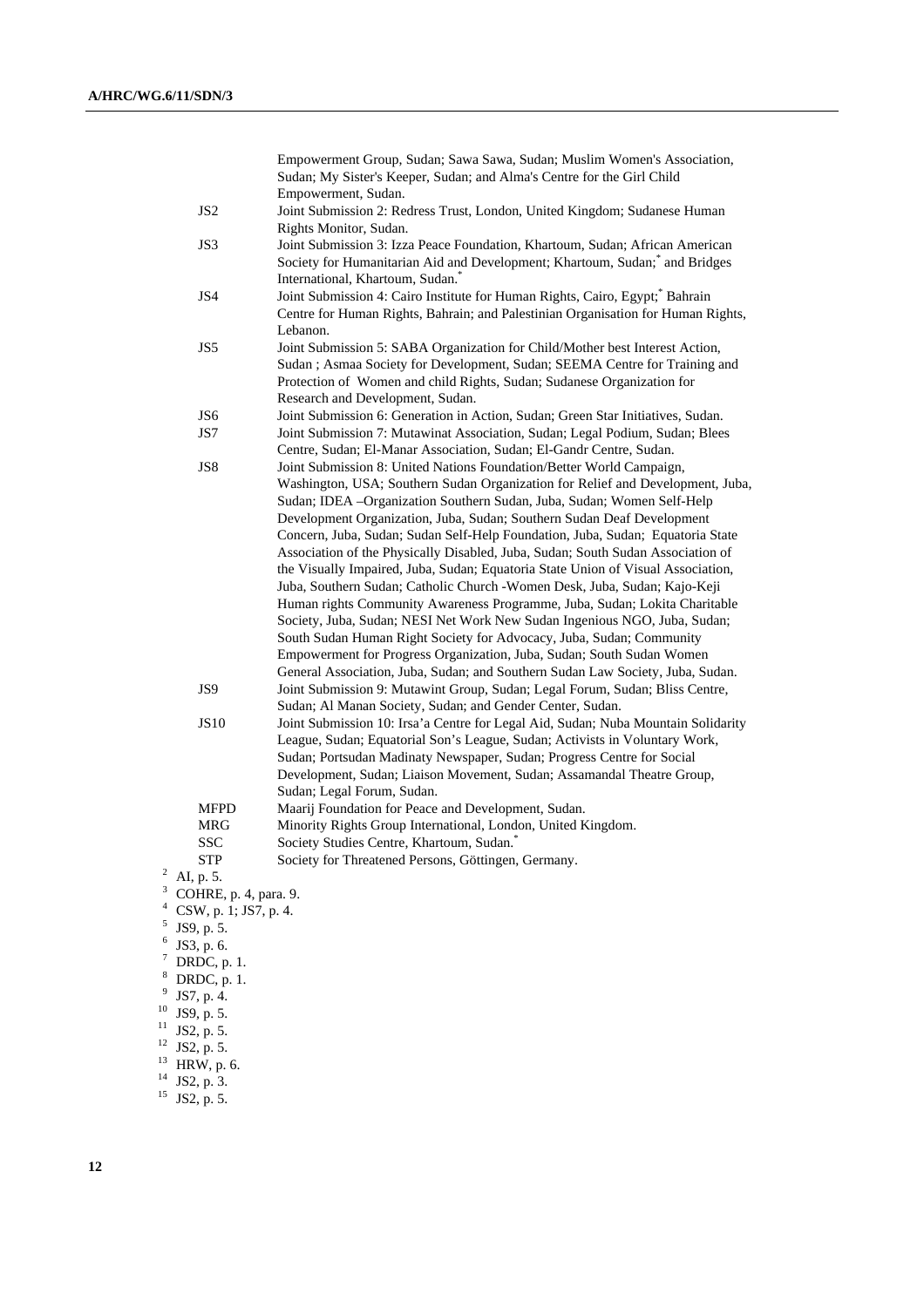Empowerment Group, Sudan; Sawa Sawa, Sudan; Muslim Women's Association, Sudan; My Sister's Keeper, Sudan; and Alma's Centre for the Girl Child Empowerment, Sudan.

| | |
|---|---|
| JS2 | Joint Submission 2: Redress Trust, London, United Kingdom; Sudanese Human Rights Monitor, Sudan. |
| JS3 | Joint Submission 3: Izza Peace Foundation, Khartoum, Sudan; African American Society for Humanitarian Aid and Development; Khartoum, Sudan;* and Bridges International, Khartoum, Sudan.* |
| JS4 | Joint Submission 4: Cairo Institute for Human Rights, Cairo, Egypt;* Bahrain Centre for Human Rights, Bahrain; and Palestinian Organisation for Human Rights, Lebanon. |
| JS5 | Joint Submission 5: SABA Organization for Child/Mother best Interest Action, Sudan ; Asmaa Society for Development, Sudan; SEEMA Centre for Training and Protection of Women and child Rights, Sudan; Sudanese Organization for Research and Development, Sudan. |
| JS6 | Joint Submission 6: Generation in Action, Sudan; Green Star Initiatives, Sudan. |
| JS7 | Joint Submission 7: Mutawinat Association, Sudan; Legal Podium, Sudan; Blees Centre, Sudan; El-Manar Association, Sudan; El-Gandr Centre, Sudan. |
| JS8 | Joint Submission 8: United Nations Foundation/Better World Campaign, Washington, USA; Southern Sudan Organization for Relief and Development, Juba, Sudan; IDEA –Organization Southern Sudan, Juba, Sudan; Women Self-Help Development Organization, Juba, Sudan; Southern Sudan Deaf Development Concern, Juba, Sudan; Sudan Self-Help Foundation, Juba, Sudan; Equatoria State Association of the Physically Disabled, Juba, Sudan; South Sudan Association of the Visually Impaired, Juba, Sudan; Equatoria State Union of Visual Association, Juba, Southern Sudan; Catholic Church -Women Desk, Juba, Sudan; Kajo-Keji Human rights Community Awareness Programme, Juba, Sudan; Lokita Charitable Society, Juba, Sudan; NESI Net Work New Sudan Ingenious NGO, Juba, Sudan; South Sudan Human Right Society for Advocacy, Juba, Sudan; Community Empowerment for Progress Organization, Juba, Sudan; South Sudan Women General Association, Juba, Sudan; and Southern Sudan Law Society, Juba, Sudan. |
| JS9 | Joint Submission 9: Mutawint Group, Sudan; Legal Forum, Sudan; Bliss Centre, Sudan; Al Manan Society, Sudan; and Gender Center, Sudan. |
| JS10 | Joint Submission 10: Irsa'a Centre for Legal Aid, Sudan; Nuba Mountain Solidarity League, Sudan; Equatorial Son's League, Sudan; Activists in Voluntary Work, Sudan; Portsudan Madinaty Newspaper, Sudan; Progress Centre for Social Development, Sudan; Liaison Movement, Sudan; Assamandal Theatre Group, Sudan; Legal Forum, Sudan. |
| MFPD | Maarij Foundation for Peace and Development, Sudan. |
| MRG | Minority Rights Group International, London, United Kingdom. |
| SSC | Society Studies Centre, Khartoum, Sudan.* |
| STP | Society for Threatened Persons, Göttingen, Germany. |

[2] AI, p. 5.
[3] COHRE, p. 4, para. 9.
[4] CSW, p. 1; JS7, p. 4.
[5] JS9, p. 5.
[6] JS3, p. 6.
[7] DRDC, p. 1.
[8] DRDC, p. 1.
[9] JS7, p. 4.
[10] JS9, p. 5.
[11] JS2, p. 5.
[12] JS2, p. 5.
[13] HRW, p. 6.
[14] JS2, p. 3.
[15] JS2, p. 5.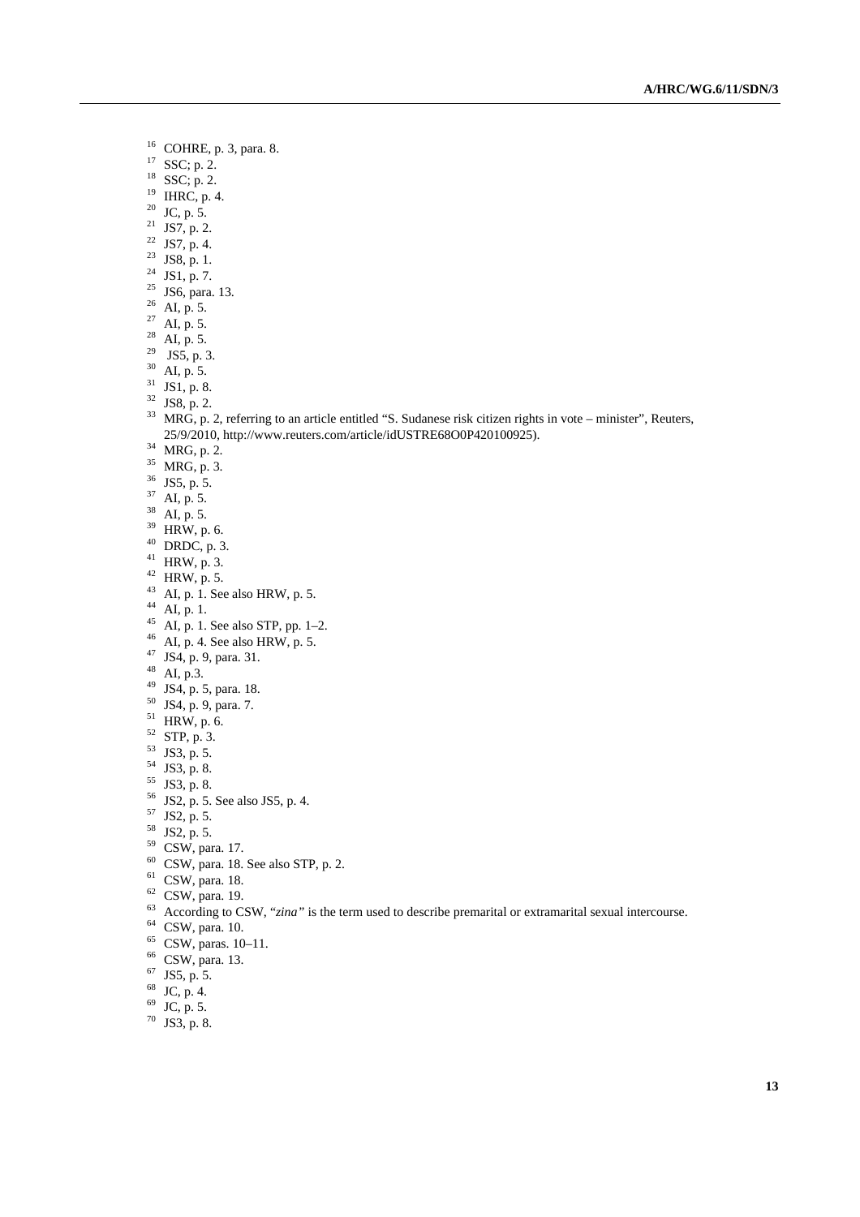[16] COHRE, p. 3, para. 8.
[17] SSC; p. 2.
[18] SSC; p. 2.
[19] IHRC, p. 4.
[20] JC, p. 5.
[21] JS7, p. 2.
[22] JS7, p. 4.
[23] JS8, p. 1.
[24] JS1, p. 7.
[25] JS6, para. 13.
[26] AI, p. 5.
[27] AI, p. 5.
[28] AI, p. 5.
[29] JS5, p. 3.
[30] AI, p. 5.
[31] JS1, p. 8.
[32] JS8, p. 2.
[33] MRG, p. 2, referring to an article entitled "S. Sudanese risk citizen rights in vote – minister", Reuters, 25/9/2010, http://www.reuters.com/article/idUSTRE68O0P420100925).
[34] MRG, p. 2.
[35] MRG, p. 3.
[36] JS5, p. 5.
[37] AI, p. 5.
[38] AI, p. 5.
[39] HRW, p. 6.
[40] DRDC, p. 3.
[41] HRW, p. 3.
[42] HRW, p. 5.
[43] AI, p. 1. See also HRW, p. 5.
[44] AI, p. 1.
[45] AI, p. 1. See also STP, pp. 1–2.
[46] AI, p. 4. See also HRW, p. 5.
[47] JS4, p. 9, para. 31.
[48] AI, p.3.
[49] JS4, p. 5, para. 18.
[50] JS4, p. 9, para. 7.
[51] HRW, p. 6.
[52] STP, p. 3.
[53] JS3, p. 5.
[54] JS3, p. 8.
[55] JS3, p. 8.
[56] JS2, p. 5. See also JS5, p. 4.
[57] JS2, p. 5.
[58] JS2, p. 5.
[59] CSW, para. 17.
[60] CSW, para. 18. See also STP, p. 2.
[61] CSW, para. 18.
[62] CSW, para. 19.
[63] According to CSW, "*zina*" is the term used to describe premarital or extramarital sexual intercourse.
[64] CSW, para. 10.
[65] CSW, paras. 10–11.
[66] CSW, para. 13.
[67] JS5, p. 5.
[68] JC, p. 4.
[69] JC, p. 5.
[70] JS3, p. 8.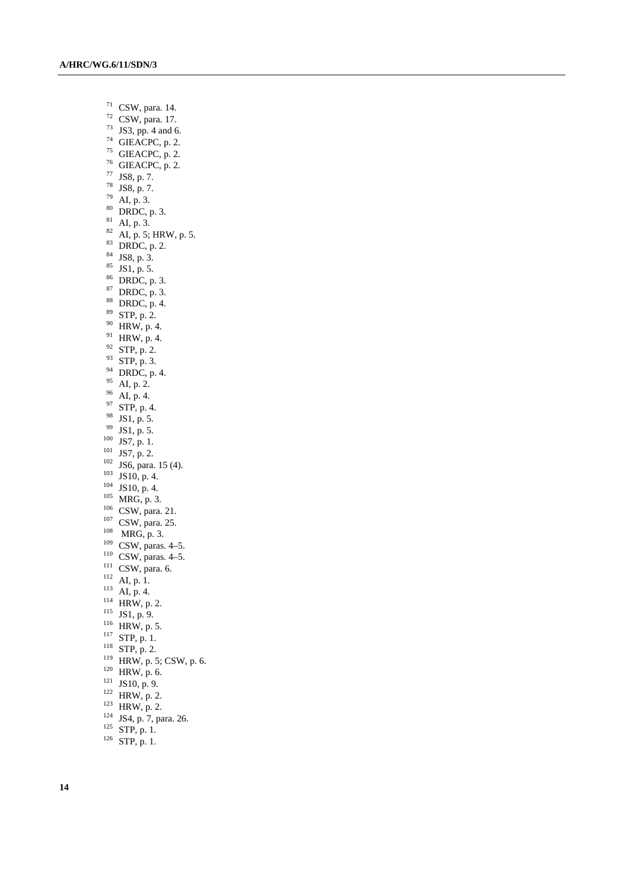[71] CSW, para. 14.
[72] CSW, para. 17.
[73] JS3, pp. 4 and 6.
[74] GIEACPC, p. 2.
[75] GIEACPC, p. 2.
[76] GIEACPC, p. 2.
[77] JS8, p. 7.
[78] JS8, p. 7.
[79] AI, p. 3.
[80] DRDC, p. 3.
[81] AI, p. 3.
[82] AI, p. 5; HRW, p. 5.
[83] DRDC, p. 2.
[84] JS8, p. 3.
[85] JS1, p. 5.
[86] DRDC, p. 3.
[87] DRDC, p. 3.
[88] DRDC, p. 4.
[89] STP, p. 2.
[90] HRW, p. 4.
[91] HRW, p. 4.
[92] STP, p. 2.
[93] STP, p. 3.
[94] DRDC, p. 4.
[95] AI, p. 2.
[96] AI, p. 4.
[97] STP, p. 4.
[98] JS1, p. 5.
[99] JS1, p. 5.
[100] JS7, p. 1.
[101] JS7, p. 2.
[102] JS6, para. 15 (4).
[103] JS10, p. 4.
[104] JS10, p. 4.
[105] MRG, p. 3.
[106] CSW, para. 21.
[107] CSW, para. 25.
[108] MRG, p. 3.
[109] CSW, paras. 4–5.
[110] CSW, paras. 4–5.
[111] CSW, para. 6.
[112] AI, p. 1.
[113] AI, p. 4.
[114] HRW, p. 2.
[115] JS1, p. 9.
[116] HRW, p. 5.
[117] STP, p. 1.
[118] STP, p. 2.
[119] HRW, p. 5; CSW, p. 6.
[120] HRW, p. 6.
[121] JS10, p. 9.
[122] HRW, p. 2.
[123] HRW, p. 2.
[124] JS4, p. 7, para. 26.
[125] STP, p. 1.
[126] STP, p. 1.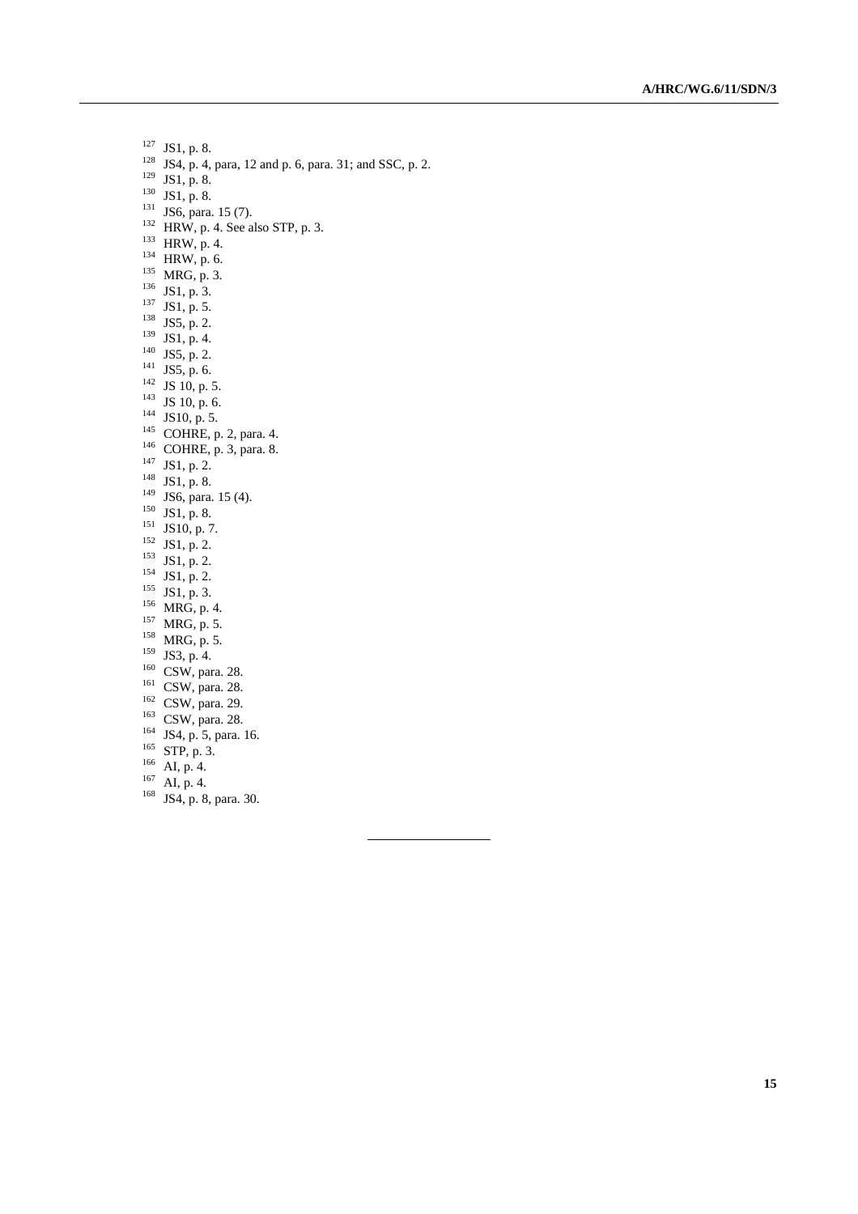[127] JS1, p. 8.
[128] JS4, p. 4, para, 12 and p. 6, para. 31; and SSC, p. 2.
[129] JS1, p. 8.
[130] JS1, p. 8.
[131] JS6, para. 15 (7).
[132] HRW, p. 4. See also STP, p. 3.
[133] HRW, p. 4.
[134] HRW, p. 6.
[135] MRG, p. 3.
[136] JS1, p. 3.
[137] JS1, p. 5.
[138] JS5, p. 2.
[139] JS1, p. 4.
[140] JS5, p. 2.
[141] JS5, p. 6.
[142] JS 10, p. 5.
[143] JS 10, p. 6.
[144] JS10, p. 5.
[145] COHRE, p. 2, para. 4.
[146] COHRE, p. 3, para. 8.
[147] JS1, p. 2.
[148] JS1, p. 8.
[149] JS6, para. 15 (4).
[150] JS1, p. 8.
[151] JS10, p. 7.
[152] JS1, p. 2.
[153] JS1, p. 2.
[154] JS1, p. 2.
[155] JS1, p. 3.
[156] MRG, p. 4.
[157] MRG, p. 5.
[158] MRG, p. 5.
[159] JS3, p. 4.
[160] CSW, para. 28.
[161] CSW, para. 28.
[162] CSW, para. 29.
[163] CSW, para. 28.
[164] JS4, p. 5, para. 16.
[165] STP, p. 3.
[166] AI, p. 4.
[167] AI, p. 4.
[168] JS4, p. 8, para. 30.